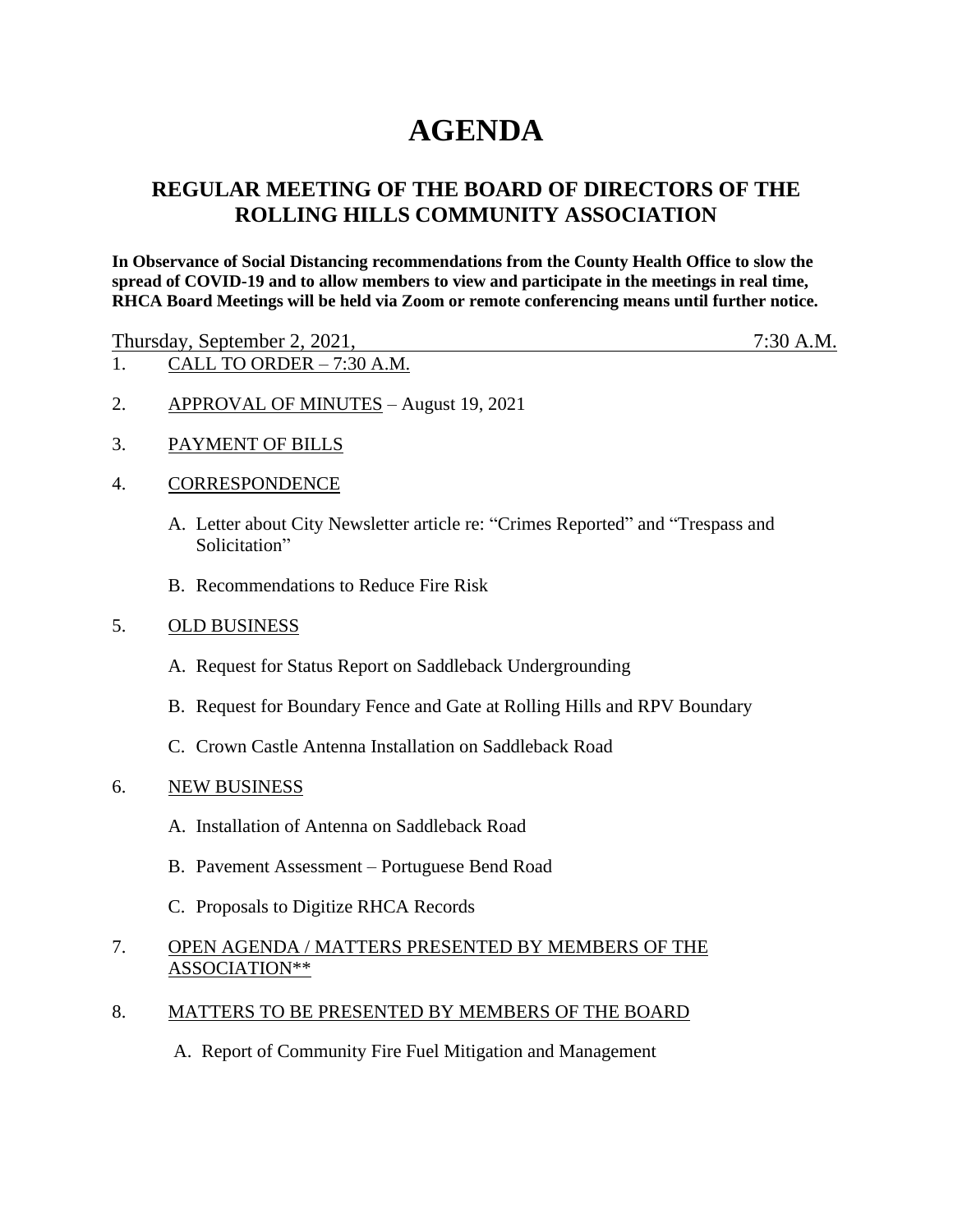# AGENDA

## REGULAR MEETING OF THE BOARD OF DIRECTORS OF THE ROLLING HILLS COMMUNITY ASSOCIATION

**In Observance of Social Distancing recommendations from the County Health Office to slow the spread of COVID-19 and to allow members to view and participate in the meetings in real time, RHCA Board Meetings will be held via Zoom or remote conferencing means until further notice.**

Thursday, September 2, 2021, 7:30 A.M.

1. CALL TO ORDER – 7:30 A.M.

2. APPROVAL OF MINUTES – August 19, 2021

3. PAYMENT OF BILLS

4. CORRESPONDENCE

   A. Letter about City Newsletter article re: "Crimes Reported" and "Trespass and Solicitation"

   B. Recommendations to Reduce Fire Risk

5. OLD BUSINESS

   A. Request for Status Report on Saddleback Undergrounding

   B. Request for Boundary Fence and Gate at Rolling Hills and RPV Boundary

   C. Crown Castle Antenna Installation on Saddleback Road

6. NEW BUSINESS

   A. Installation of Antenna on Saddleback Road

   B. Pavement Assessment – Portuguese Bend Road

   C. Proposals to Digitize RHCA Records

7. OPEN AGENDA / MATTERS PRESENTED BY MEMBERS OF THE ASSOCIATION**

8. MATTERS TO BE PRESENTED BY MEMBERS OF THE BOARD

   A. Report of Community Fire Fuel Mitigation and Management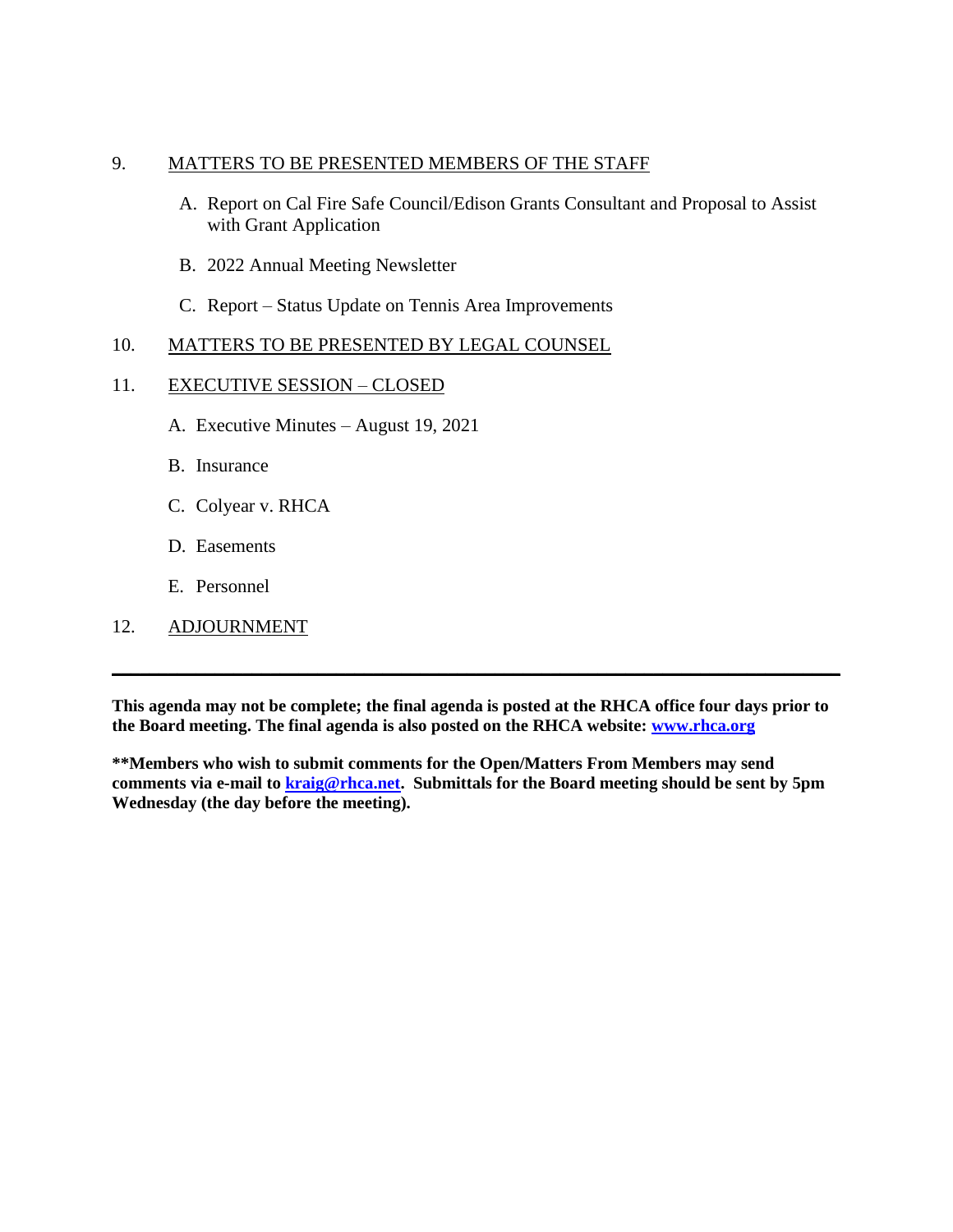9. MATTERS TO BE PRESENTED MEMBERS OF THE STAFF

   A. Report on Cal Fire Safe Council/Edison Grants Consultant and Proposal to Assist with Grant Application

   B. 2022 Annual Meeting Newsletter

   C. Report – Status Update on Tennis Area Improvements

10. MATTERS TO BE PRESENTED BY LEGAL COUNSEL

11. EXECUTIVE SESSION – CLOSED

   A. Executive Minutes – August 19, 2021

   B. Insurance

   C. Colyear v. RHCA

   D. Easements

   E. Personnel

12. ADJOURNMENT

---

**This agenda may not be complete; the final agenda is posted at the RHCA office four days prior to the Board meeting. The final agenda is also posted on the RHCA website: www.rhca.org**

**\*\*Members who wish to submit comments for the Open/Matters From Members may send comments via e-mail to kraig@rhca.net. Submittals for the Board meeting should be sent by 5pm Wednesday (the day before the meeting).**